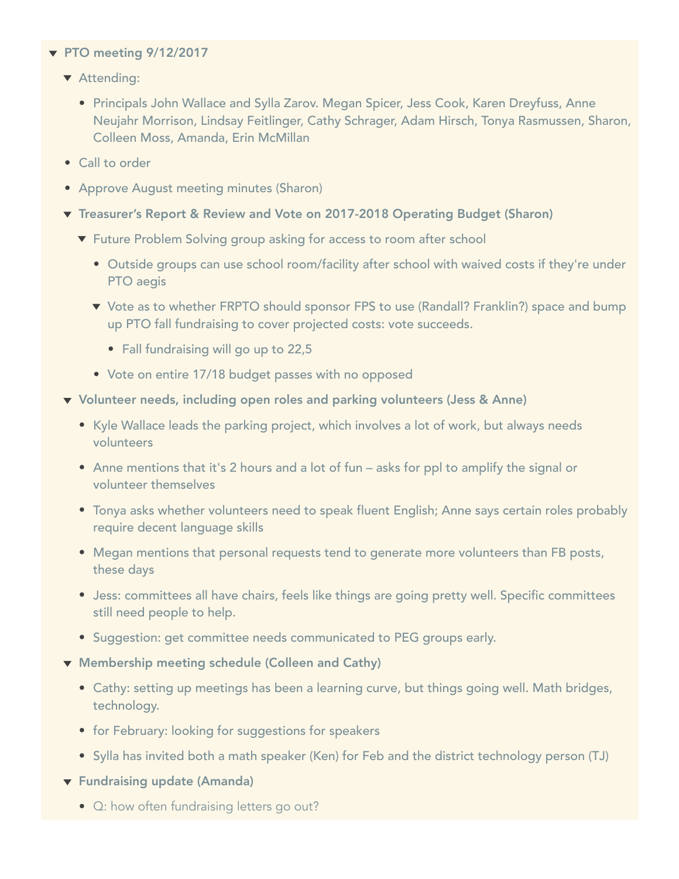- **PTO meeting 9/12/2017**
  - Attending:
    - Principals John Wallace and Sylla Zarov. Megan Spicer, Jess Cook, Karen Dreyfuss, Anne Neujahr Morrison, Lindsay Feitlinger, Cathy Schrager, Adam Hirsch, Tonya Rasmussen, Sharon, Colleen Moss, Amanda, Erin McMillan
  - Call to order
  - Approve August meeting minutes (Sharon)
  - **Treasurer's Report & Review and Vote on 2017-2018 Operating Budget (Sharon)**
    - Future Problem Solving group asking for access to room after school
      - Outside groups can use school room/facility after school with waived costs if they're under PTO aegis
      - Vote as to whether FRPTO should sponsor FPS to use (Randall? Franklin?) space and bump up PTO fall fundraising to cover projected costs: vote succeeds.
        - Fall fundraising will go up to 22,5
      - Vote on entire 17/18 budget passes with no opposed
  - **Volunteer needs, including open roles and parking volunteers (Jess & Anne)**
    - Kyle Wallace leads the parking project, which involves a lot of work, but always needs volunteers
    - Anne mentions that it's 2 hours and a lot of fun – asks for ppl to amplify the signal or volunteer themselves
    - Tonya asks whether volunteers need to speak fluent English; Anne says certain roles probably require decent language skills
    - Megan mentions that personal requests tend to generate more volunteers than FB posts, these days
    - Jess: committees all have chairs, feels like things are going pretty well. Specific committees still need people to help.
    - Suggestion: get committee needs communicated to PEG groups early.
  - **Membership meeting schedule (Colleen and Cathy)**
    - Cathy: setting up meetings has been a learning curve, but things going well. Math bridges, technology.
    - for February: looking for suggestions for speakers
    - Sylla has invited both a math speaker (Ken) for Feb and the district technology person (TJ)
  - **Fundraising update (Amanda)**
    - Q: how often fundraising letters go out?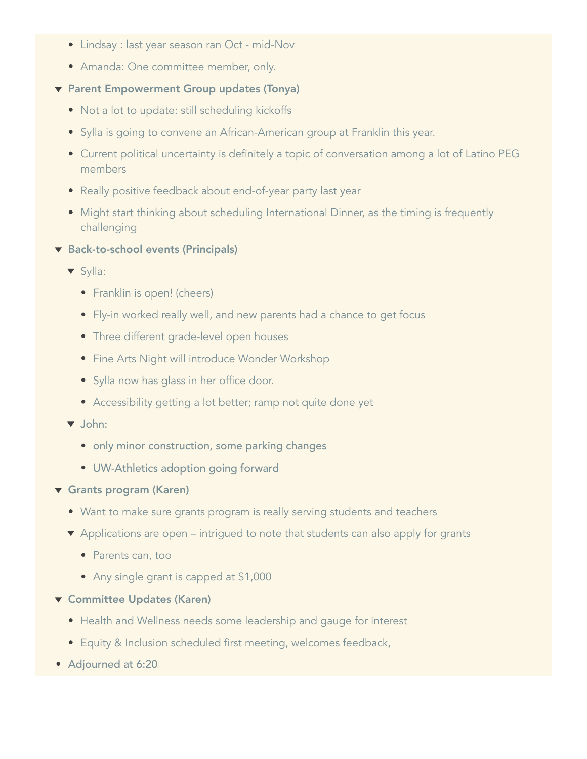- Lindsay : last year season ran Oct - mid-Nov
- Amanda: One committee member, only.
- **Parent Empowerment Group updates (Tonya)**
  - Not a lot to update: still scheduling kickoffs
  - Sylla is going to convene an African-American group at Franklin this year.
  - Current political uncertainty is definitely a topic of conversation among a lot of Latino PEG members
  - Really positive feedback about end-of-year party last year
  - Might start thinking about scheduling International Dinner, as the timing is frequently challenging
- **Back-to-school events (Principals)**
  - Sylla:
    - Franklin is open! (cheers)
    - Fly-in worked really well, and new parents had a chance to get focus
    - Three different grade-level open houses
    - Fine Arts Night will introduce Wonder Workshop
    - Sylla now has glass in her office door.
    - Accessibility getting a lot better; ramp not quite done yet
  - John:
    - only minor construction, some parking changes
    - UW-Athletics adoption going forward
- **Grants program (Karen)**
  - Want to make sure grants program is really serving students and teachers
  - Applications are open – intrigued to note that students can also apply for grants
    - Parents can, too
    - Any single grant is capped at $1,000
- **Committee Updates (Karen)**
  - Health and Wellness needs some leadership and gauge for interest
  - Equity & Inclusion scheduled first meeting, welcomes feedback,
- Adjourned at 6:20